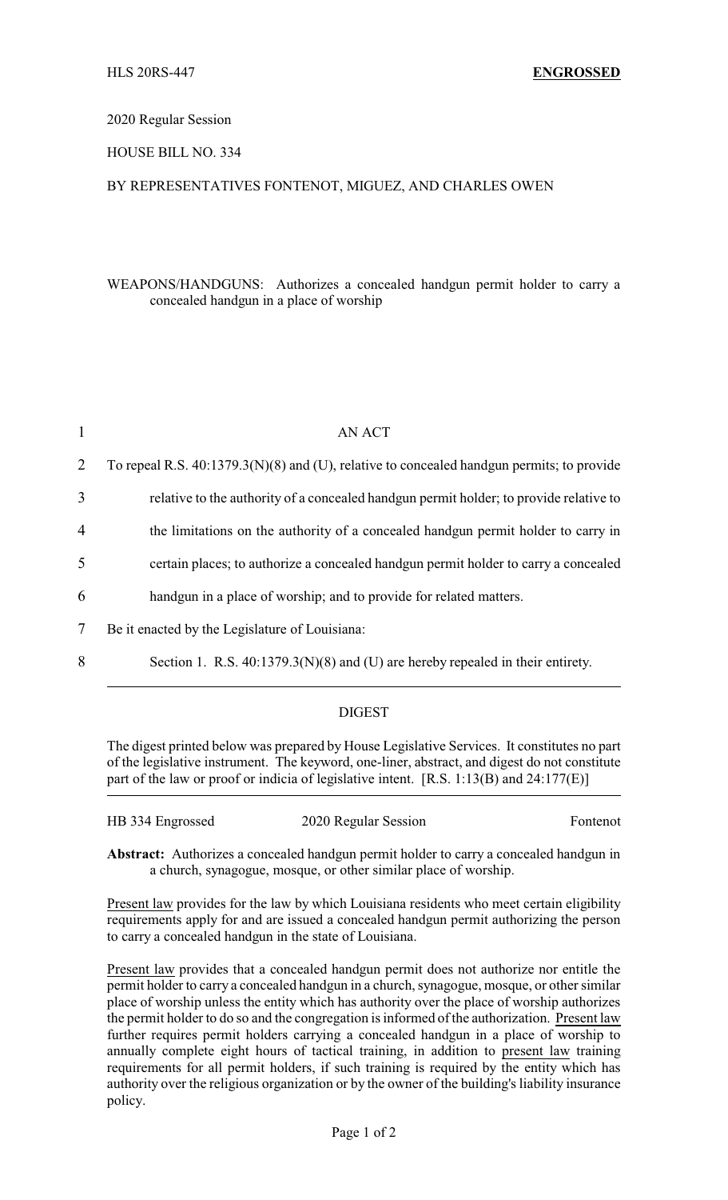HLS 20RS-447 **ENGROSSED**

2020 Regular Session

HOUSE BILL NO. 334

BY REPRESENTATIVES FONTENOT, MIGUEZ, AND CHARLES OWEN

WEAPONS/HANDGUNS: Authorizes a concealed handgun permit holder to carry a concealed handgun in a place of worship

AN ACT

To repeal R.S. 40:1379.3(N)(8) and (U), relative to concealed handgun permits; to provide relative to the authority of a concealed handgun permit holder; to provide relative to the limitations on the authority of a concealed handgun permit holder to carry in certain places; to authorize a concealed handgun permit holder to carry a concealed handgun in a place of worship; and to provide for related matters.

Be it enacted by the Legislature of Louisiana:

Section 1. R.S. 40:1379.3(N)(8) and (U) are hereby repealed in their entirety.

---

DIGEST

The digest printed below was prepared by House Legislative Services. It constitutes no part of the legislative instrument. The keyword, one-liner, abstract, and digest do not constitute part of the law or proof or indicia of legislative intent. [R.S. 1:13(B) and 24:177(E)]

HB 334 Engrossed 2020 Regular Session Fontenot

**Abstract:** Authorizes a concealed handgun permit holder to carry a concealed handgun in a church, synagogue, mosque, or other similar place of worship.

Present law provides for the law by which Louisiana residents who meet certain eligibility requirements apply for and are issued a concealed handgun permit authorizing the person to carry a concealed handgun in the state of Louisiana.

Present law provides that a concealed handgun permit does not authorize nor entitle the permit holder to carry a concealed handgun in a church, synagogue, mosque, or other similar place of worship unless the entity which has authority over the place of worship authorizes the permit holder to do so and the congregation is informed of the authorization. Present law further requires permit holders carrying a concealed handgun in a place of worship to annually complete eight hours of tactical training, in addition to present law training requirements for all permit holders, if such training is required by the entity which has authority over the religious organization or by the owner of the building's liability insurance policy.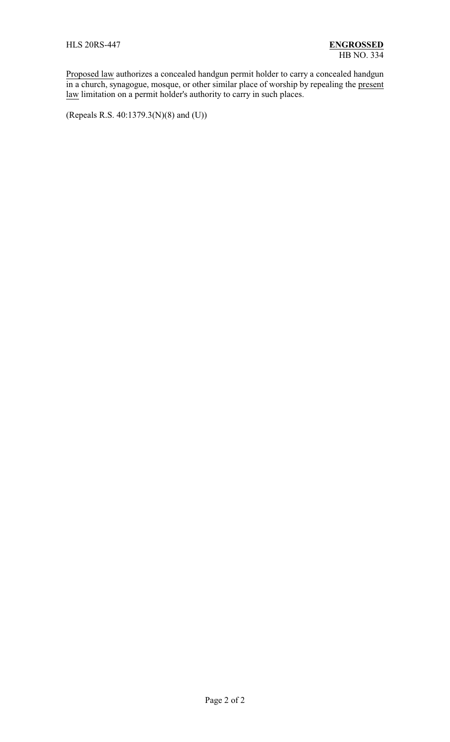Proposed law authorizes a concealed handgun permit holder to carry a concealed handgun in a church, synagogue, mosque, or other similar place of worship by repealing the present law limitation on a permit holder's authority to carry in such places.

(Repeals R.S. 40:1379.3(N)(8) and (U))